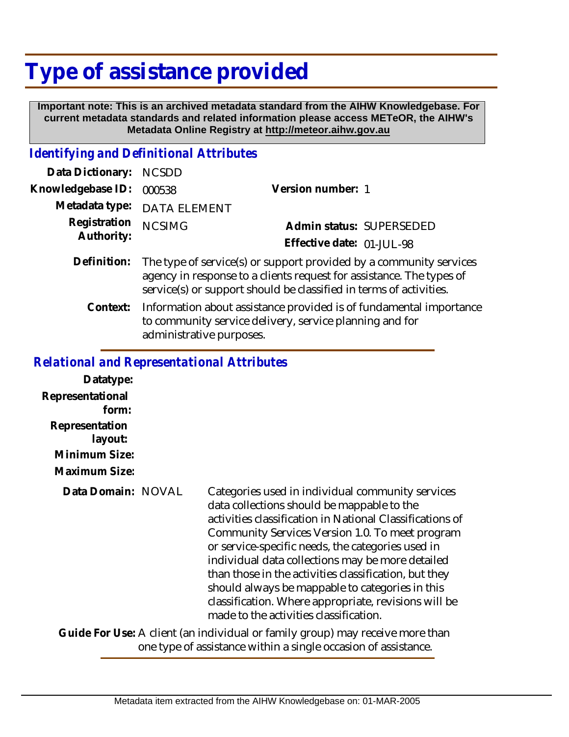# Type of assistance provided

**Important note: This is an archived metadata standard from the AIHW Knowledgebase. For current metadata standards and related information please access METeOR, the AIHW's Metadata Online Registry at http://meteor.aihw.gov.au**

## *Identifying and Definitional Attributes*

**Data Dictionary:** NCSDD

**Knowledgebase ID:** 000538

**Version number:** 1

**Metadata type:** DATA ELEMENT

**Registration Authority:** NCSIMG

**Admin status:** SUPERSEDED

**Effective date:** 01-JUL-98

**Definition:** The type of service(s) or support provided by a community services agency in response to a clients request for assistance. The types of service(s) or support should be classified in terms of activities.

**Context:** Information about assistance provided is of fundamental importance to community service delivery, service planning and for administrative purposes.

## *Relational and Representational Attributes*

**Datatype:**

**Representational form:**

**Representation layout:**

**Minimum Size:**

**Maximum Size:**

**Data Domain:** NOVAL

Categories used in individual community services data collections should be mappable to the activities classification in National Classifications of Community Services Version 1.0. To meet program or service-specific needs, the categories used in individual data collections may be more detailed than those in the activities classification, but they should always be mappable to categories in this classification. Where appropriate, revisions will be made to the activities classification.

**Guide For Use:** A client (an individual or family group) may receive more than one type of assistance within a single occasion of assistance.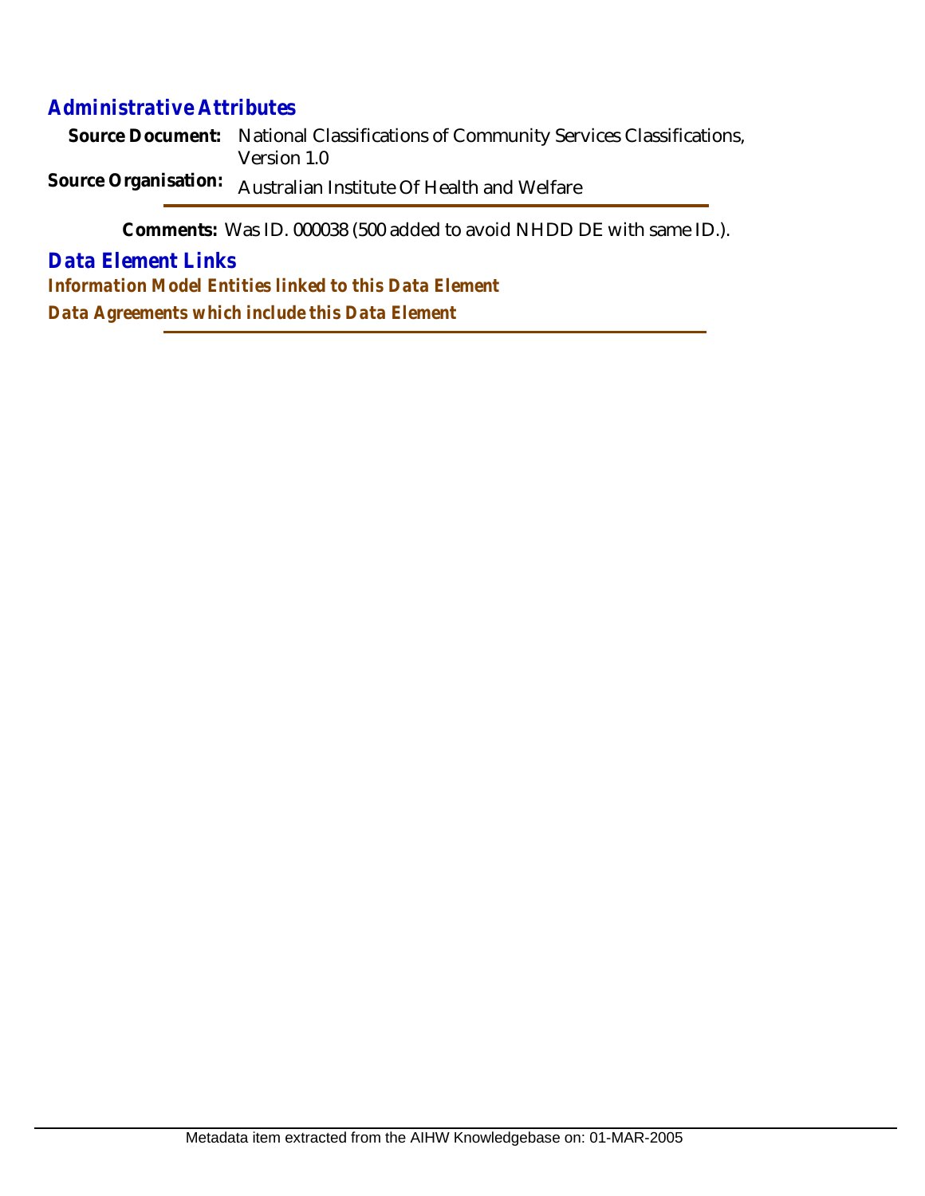## Administrative Attributes

**Source Document:** National Classifications of Community Services Classifications, Version 1.0

**Source Organisation:** Australian Institute Of Health and Welfare

**Comments:** Was ID. 000038 (500 added to avoid NHDD DE with same ID.).

## Data Element Links

***Information Model Entities linked to this Data Element***

***Data Agreements which include this Data Element***

Metadata item extracted from the AIHW Knowledgebase on: 01-MAR-2005